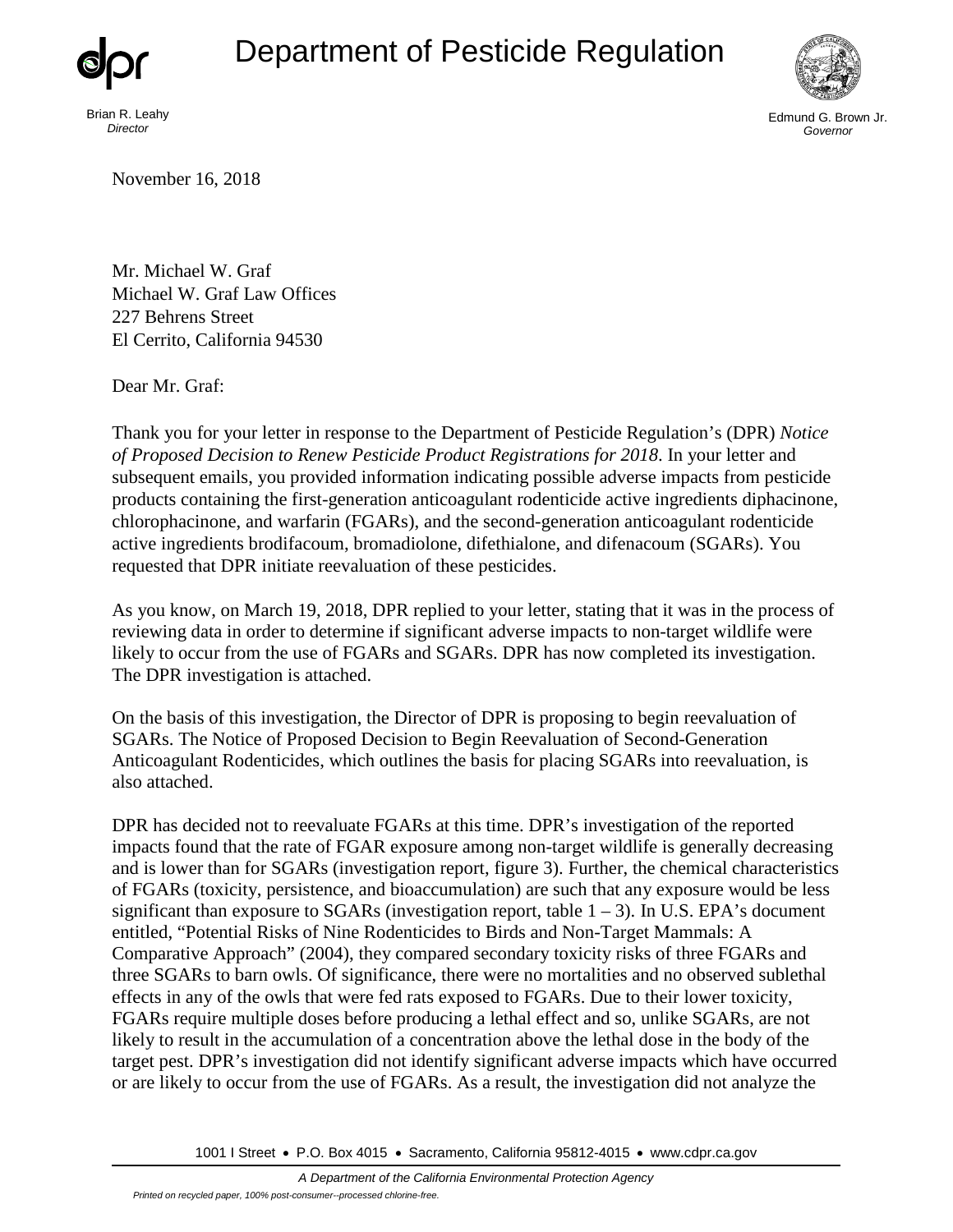# Department of Pesticide Regulation

Brian R. Leahy
*Director*

Edmund G. Brown Jr.
*Governor*

November 16, 2018

Mr. Michael W. Graf
Michael W. Graf Law Offices
227 Behrens Street
El Cerrito, California 94530

Dear Mr. Graf:

Thank you for your letter in response to the Department of Pesticide Regulation's (DPR) *Notice of Proposed Decision to Renew Pesticide Product Registrations for 2018*. In your letter and subsequent emails, you provided information indicating possible adverse impacts from pesticide products containing the first-generation anticoagulant rodenticide active ingredients diphacinone, chlorophacinone, and warfarin (FGARs), and the second-generation anticoagulant rodenticide active ingredients brodifacoum, bromadiolone, difethialone, and difenacoum (SGARs). You requested that DPR initiate reevaluation of these pesticides.

As you know, on March 19, 2018, DPR replied to your letter, stating that it was in the process of reviewing data in order to determine if significant adverse impacts to non-target wildlife were likely to occur from the use of FGARs and SGARs. DPR has now completed its investigation. The DPR investigation is attached.

On the basis of this investigation, the Director of DPR is proposing to begin reevaluation of SGARs. The Notice of Proposed Decision to Begin Reevaluation of Second-Generation Anticoagulant Rodenticides, which outlines the basis for placing SGARs into reevaluation, is also attached.

DPR has decided not to reevaluate FGARs at this time. DPR's investigation of the reported impacts found that the rate of FGAR exposure among non-target wildlife is generally decreasing and is lower than for SGARs (investigation report, figure 3). Further, the chemical characteristics of FGARs (toxicity, persistence, and bioaccumulation) are such that any exposure would be less significant than exposure to SGARs (investigation report, table 1 – 3). In U.S. EPA's document entitled, "Potential Risks of Nine Rodenticides to Birds and Non-Target Mammals: A Comparative Approach" (2004), they compared secondary toxicity risks of three FGARs and three SGARs to barn owls. Of significance, there were no mortalities and no observed sublethal effects in any of the owls that were fed rats exposed to FGARs. Due to their lower toxicity, FGARs require multiple doses before producing a lethal effect and so, unlike SGARs, are not likely to result in the accumulation of a concentration above the lethal dose in the body of the target pest. DPR's investigation did not identify significant adverse impacts which have occurred or are likely to occur from the use of FGARs. As a result, the investigation did not analyze the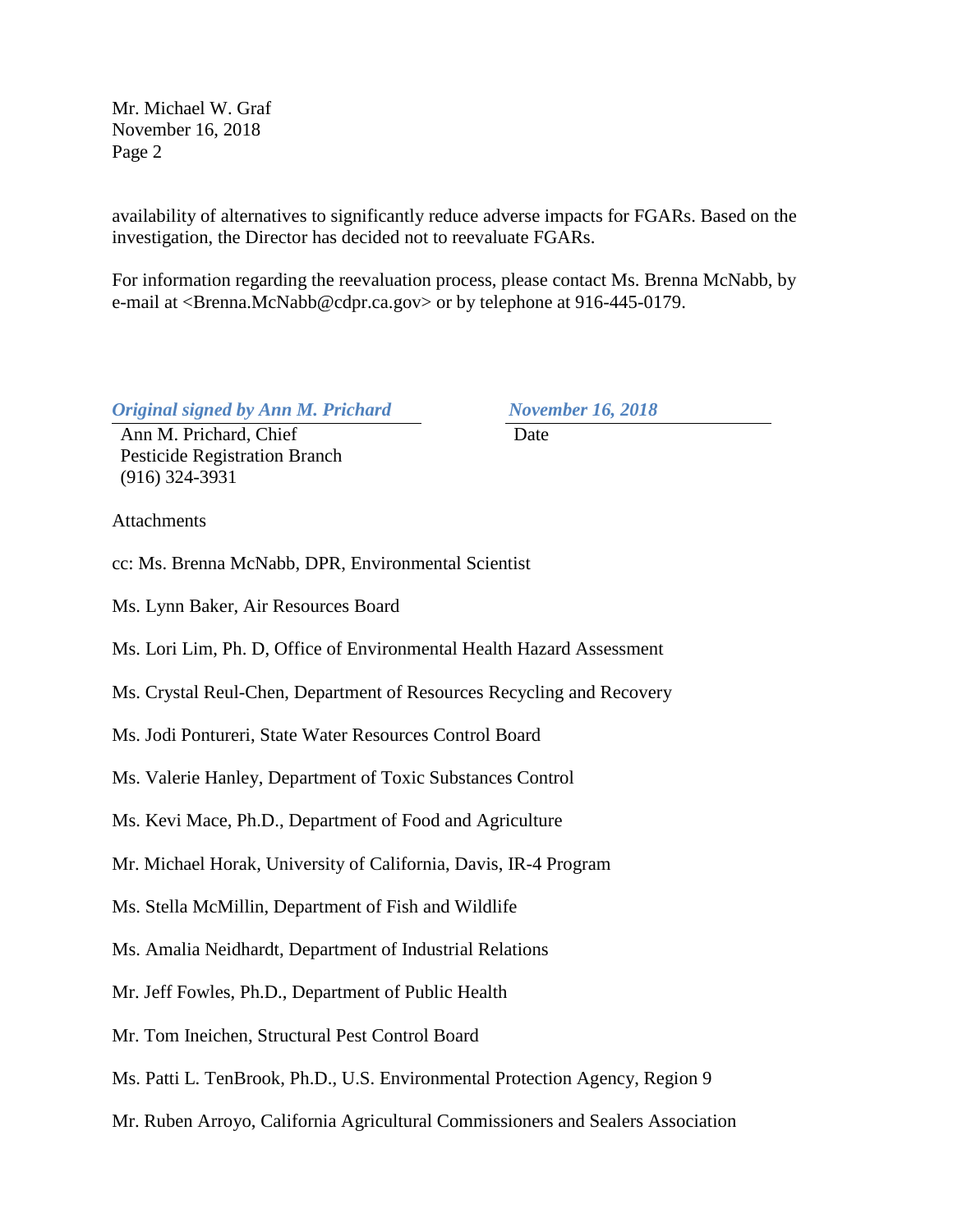availability of alternatives to significantly reduce adverse impacts for FGARs. Based on the investigation, the Director has decided not to reevaluate FGARs.

For information regarding the reevaluation process, please contact Ms. Brenna McNabb, by e-mail at <Brenna.McNabb@cdpr.ca.gov> or by telephone at 916-445-0179.

***Original signed by Ann M. Prichard***
Ann M. Prichard, Chief
Pesticide Registration Branch
(916) 324-3931

***November 16, 2018***
Date

Attachments

cc: Ms. Brenna McNabb, DPR, Environmental Scientist

Ms. Lynn Baker, Air Resources Board

Ms. Lori Lim, Ph. D, Office of Environmental Health Hazard Assessment

Ms. Crystal Reul-Chen, Department of Resources Recycling and Recovery

Ms. Jodi Pontureri, State Water Resources Control Board

Ms. Valerie Hanley, Department of Toxic Substances Control

Ms. Kevi Mace, Ph.D., Department of Food and Agriculture

Mr. Michael Horak, University of California, Davis, IR-4 Program

Ms. Stella McMillin, Department of Fish and Wildlife

Ms. Amalia Neidhardt, Department of Industrial Relations

Mr. Jeff Fowles, Ph.D., Department of Public Health

Mr. Tom Ineichen, Structural Pest Control Board

Ms. Patti L. TenBrook, Ph.D., U.S. Environmental Protection Agency, Region 9

Mr. Ruben Arroyo, California Agricultural Commissioners and Sealers Association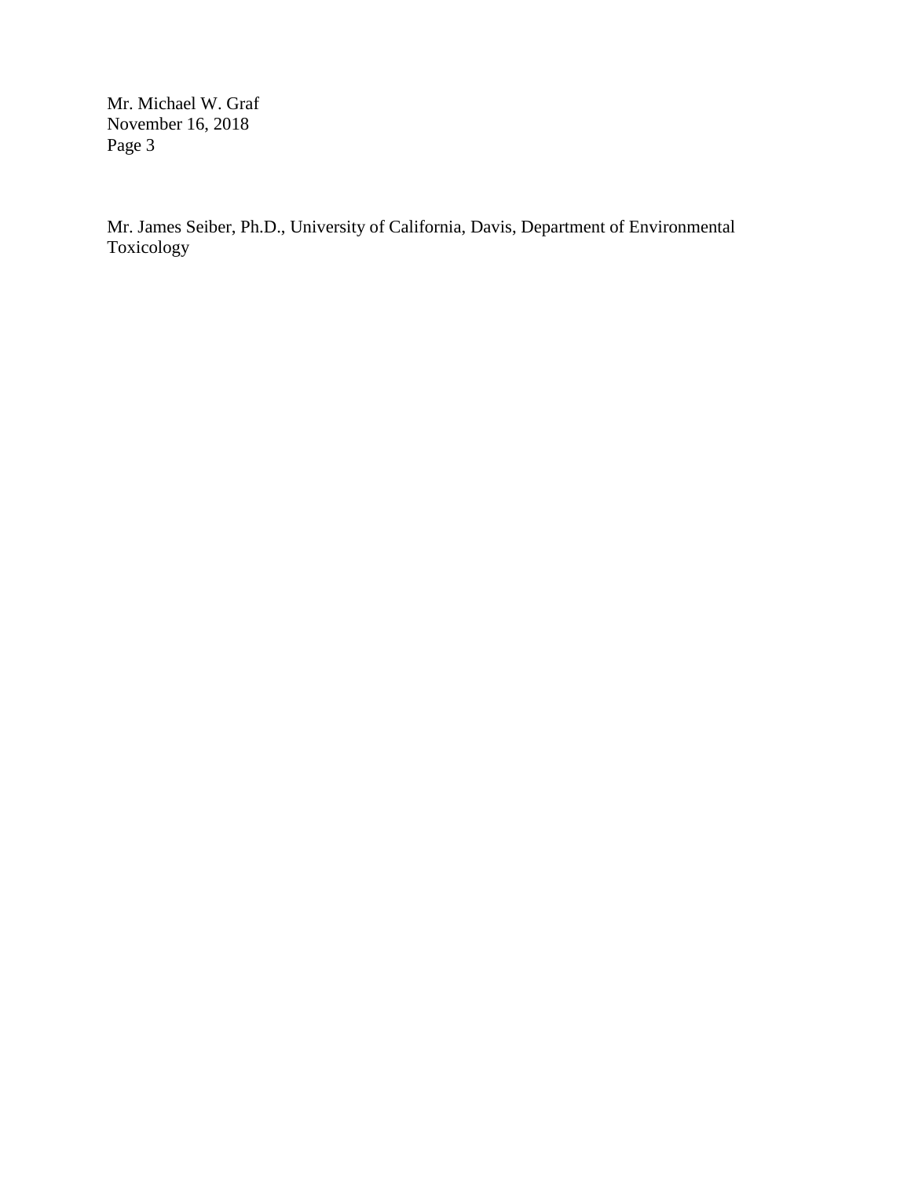Mr. James Seiber, Ph.D., University of California, Davis, Department of Environmental Toxicology